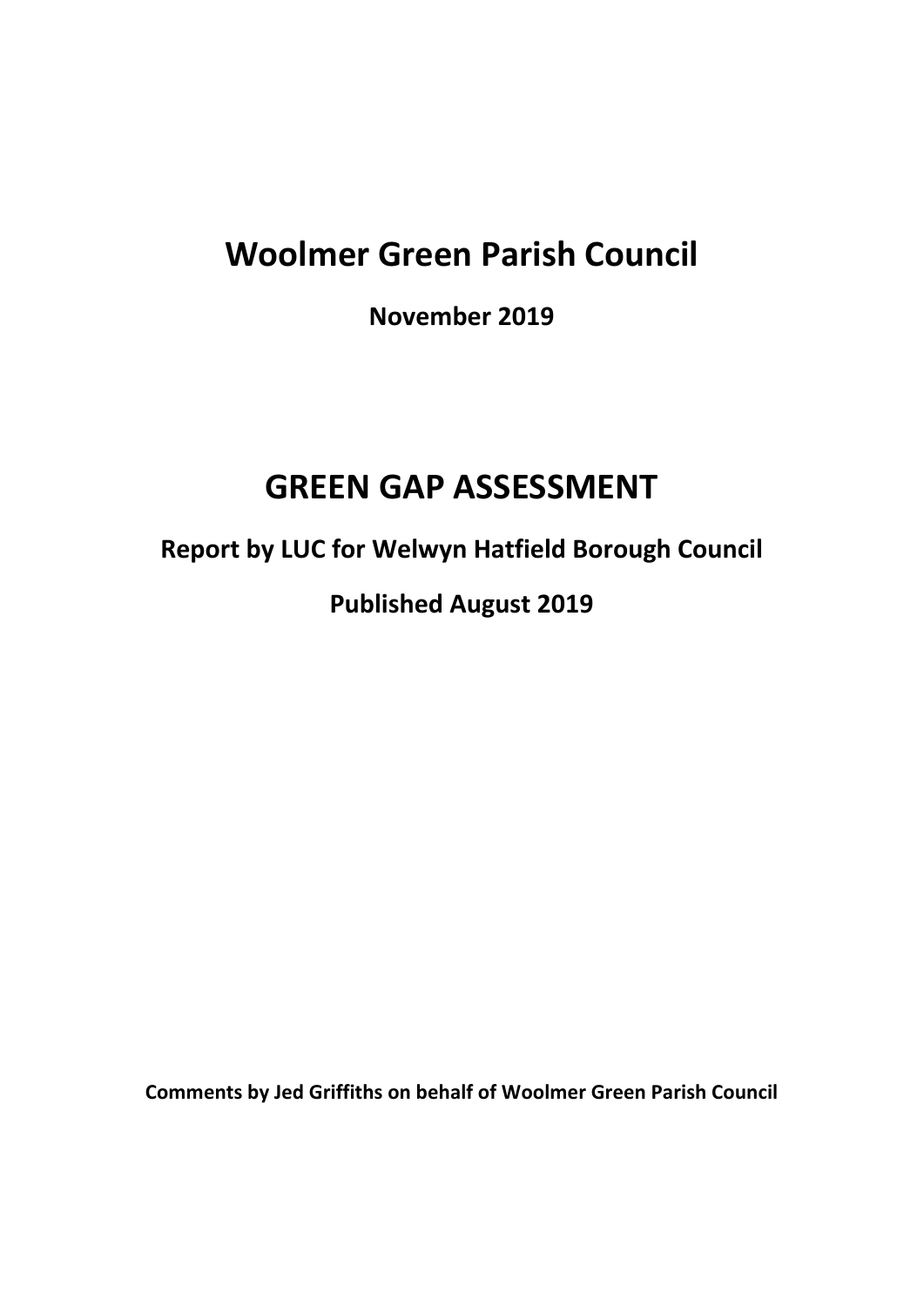# Woolmer Green Parish Council

**November 2019**

# GREEN GAP ASSESSMENT

## Report by LUC for Welwyn Hatfield Borough Council

## Published August 2019

**Comments by Jed Griffiths on behalf of Woolmer Green Parish Council**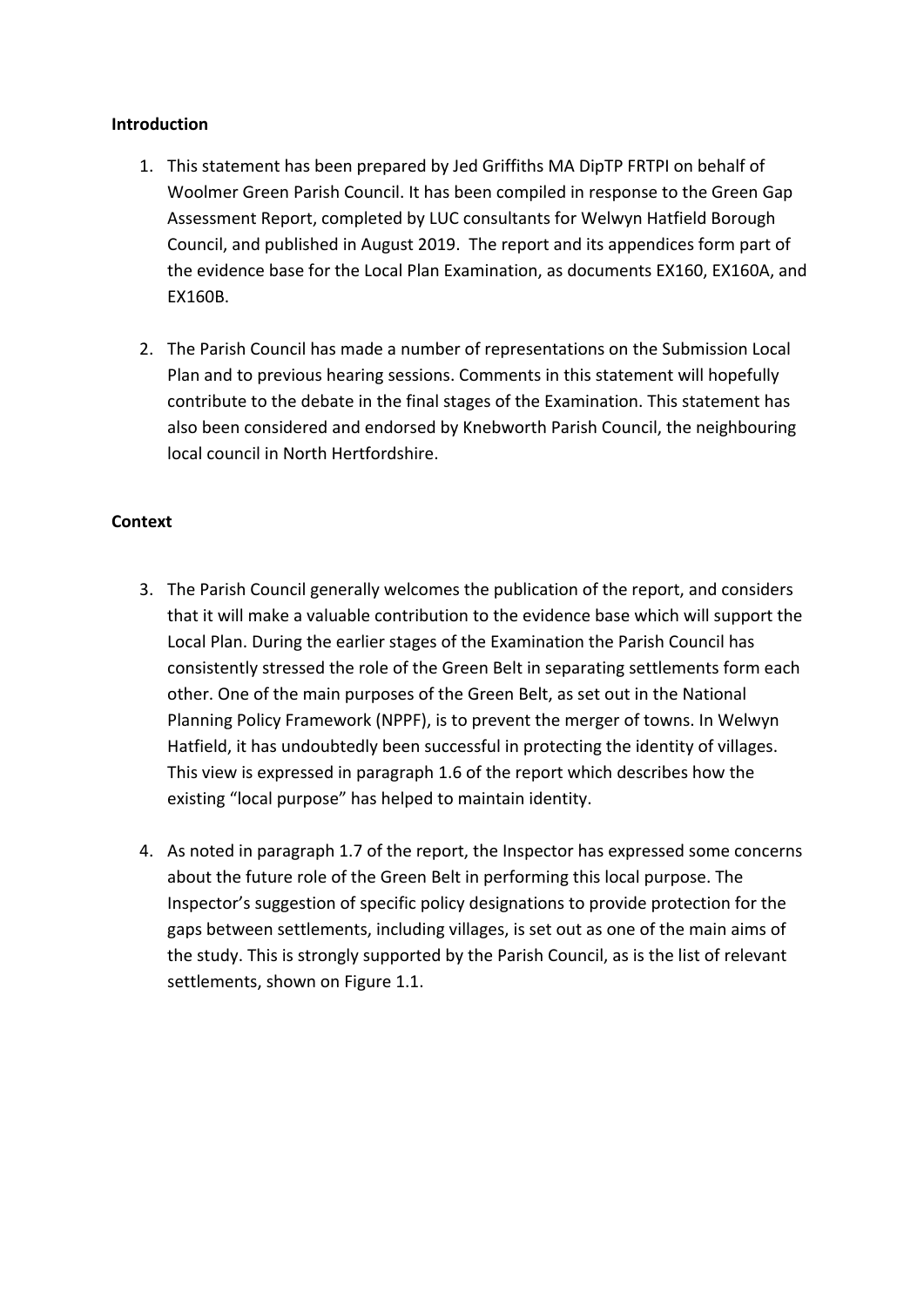**Introduction**

1. This statement has been prepared by Jed Griffiths MA DipTP FRTPI on behalf of Woolmer Green Parish Council. It has been compiled in response to the Green Gap Assessment Report, completed by LUC consultants for Welwyn Hatfield Borough Council, and published in August 2019. The report and its appendices form part of the evidence base for the Local Plan Examination, as documents EX160, EX160A, and EX160B.

2. The Parish Council has made a number of representations on the Submission Local Plan and to previous hearing sessions. Comments in this statement will hopefully contribute to the debate in the final stages of the Examination. This statement has also been considered and endorsed by Knebworth Parish Council, the neighbouring local council in North Hertfordshire.

**Context**

3. The Parish Council generally welcomes the publication of the report, and considers that it will make a valuable contribution to the evidence base which will support the Local Plan. During the earlier stages of the Examination the Parish Council has consistently stressed the role of the Green Belt in separating settlements form each other. One of the main purposes of the Green Belt, as set out in the National Planning Policy Framework (NPPF), is to prevent the merger of towns. In Welwyn Hatfield, it has undoubtedly been successful in protecting the identity of villages. This view is expressed in paragraph 1.6 of the report which describes how the existing "local purpose" has helped to maintain identity.

4. As noted in paragraph 1.7 of the report, the Inspector has expressed some concerns about the future role of the Green Belt in performing this local purpose. The Inspector's suggestion of specific policy designations to provide protection for the gaps between settlements, including villages, is set out as one of the main aims of the study. This is strongly supported by the Parish Council, as is the list of relevant settlements, shown on Figure 1.1.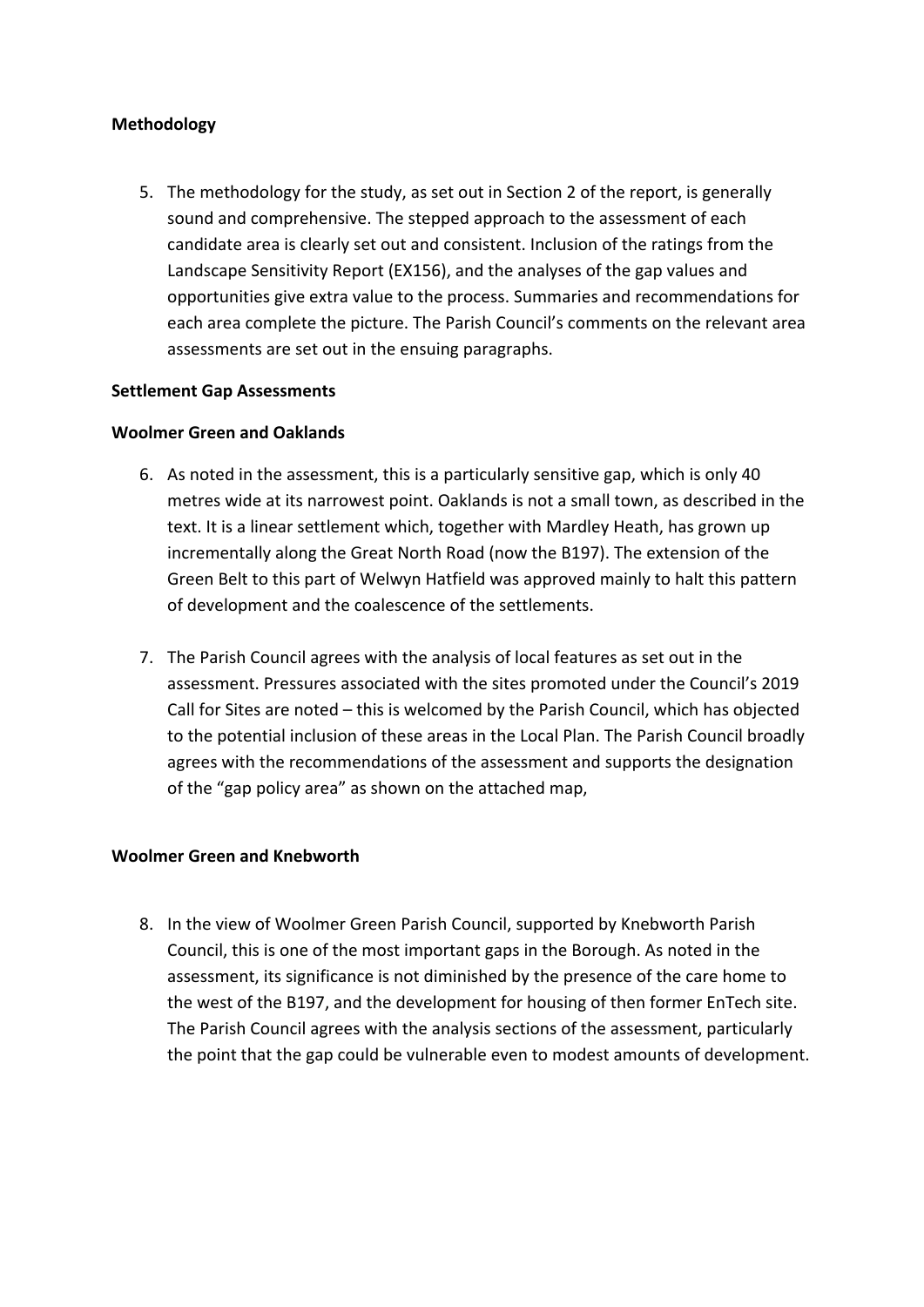**Methodology**

5. The methodology for the study, as set out in Section 2 of the report, is generally sound and comprehensive. The stepped approach to the assessment of each candidate area is clearly set out and consistent. Inclusion of the ratings from the Landscape Sensitivity Report (EX156), and the analyses of the gap values and opportunities give extra value to the process. Summaries and recommendations for each area complete the picture. The Parish Council's comments on the relevant area assessments are set out in the ensuing paragraphs.

**Settlement Gap Assessments**

**Woolmer Green and Oaklands**

6. As noted in the assessment, this is a particularly sensitive gap, which is only 40 metres wide at its narrowest point. Oaklands is not a small town, as described in the text. It is a linear settlement which, together with Mardley Heath, has grown up incrementally along the Great North Road (now the B197). The extension of the Green Belt to this part of Welwyn Hatfield was approved mainly to halt this pattern of development and the coalescence of the settlements.

7. The Parish Council agrees with the analysis of local features as set out in the assessment. Pressures associated with the sites promoted under the Council's 2019 Call for Sites are noted – this is welcomed by the Parish Council, which has objected to the potential inclusion of these areas in the Local Plan. The Parish Council broadly agrees with the recommendations of the assessment and supports the designation of the "gap policy area" as shown on the attached map,

**Woolmer Green and Knebworth**

8. In the view of Woolmer Green Parish Council, supported by Knebworth Parish Council, this is one of the most important gaps in the Borough. As noted in the assessment, its significance is not diminished by the presence of the care home to the west of the B197, and the development for housing of then former EnTech site. The Parish Council agrees with the analysis sections of the assessment, particularly the point that the gap could be vulnerable even to modest amounts of development.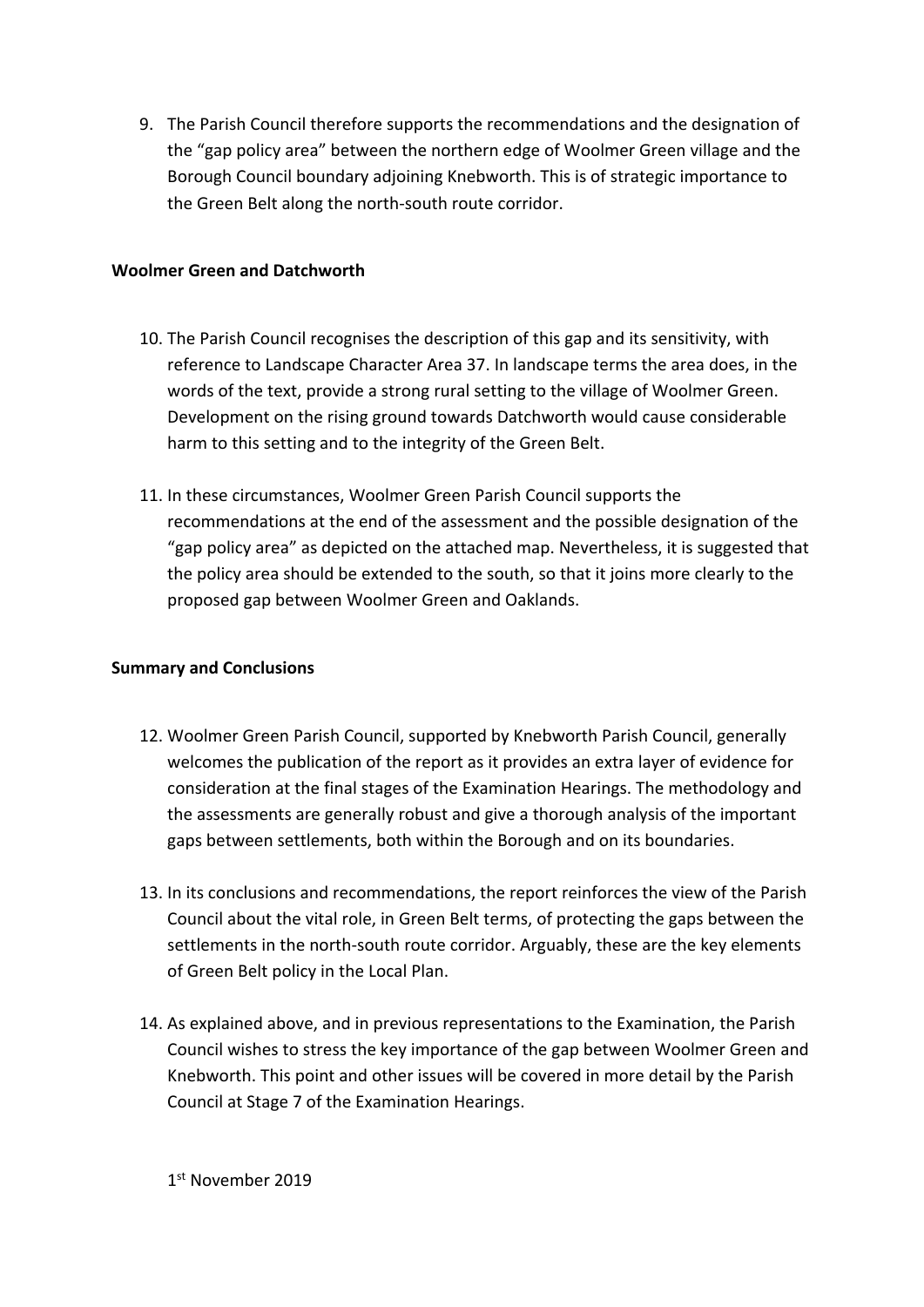9. The Parish Council therefore supports the recommendations and the designation of the "gap policy area" between the northern edge of Woolmer Green village and the Borough Council boundary adjoining Knebworth. This is of strategic importance to the Green Belt along the north-south route corridor.

**Woolmer Green and Datchworth**

10. The Parish Council recognises the description of this gap and its sensitivity, with reference to Landscape Character Area 37. In landscape terms the area does, in the words of the text, provide a strong rural setting to the village of Woolmer Green. Development on the rising ground towards Datchworth would cause considerable harm to this setting and to the integrity of the Green Belt.

11. In these circumstances, Woolmer Green Parish Council supports the recommendations at the end of the assessment and the possible designation of the "gap policy area" as depicted on the attached map. Nevertheless, it is suggested that the policy area should be extended to the south, so that it joins more clearly to the proposed gap between Woolmer Green and Oaklands.

**Summary and Conclusions**

12. Woolmer Green Parish Council, supported by Knebworth Parish Council, generally welcomes the publication of the report as it provides an extra layer of evidence for consideration at the final stages of the Examination Hearings. The methodology and the assessments are generally robust and give a thorough analysis of the important gaps between settlements, both within the Borough and on its boundaries.

13. In its conclusions and recommendations, the report reinforces the view of the Parish Council about the vital role, in Green Belt terms, of protecting the gaps between the settlements in the north-south route corridor. Arguably, these are the key elements of Green Belt policy in the Local Plan.

14. As explained above, and in previous representations to the Examination, the Parish Council wishes to stress the key importance of the gap between Woolmer Green and Knebworth. This point and other issues will be covered in more detail by the Parish Council at Stage 7 of the Examination Hearings.

1st November 2019